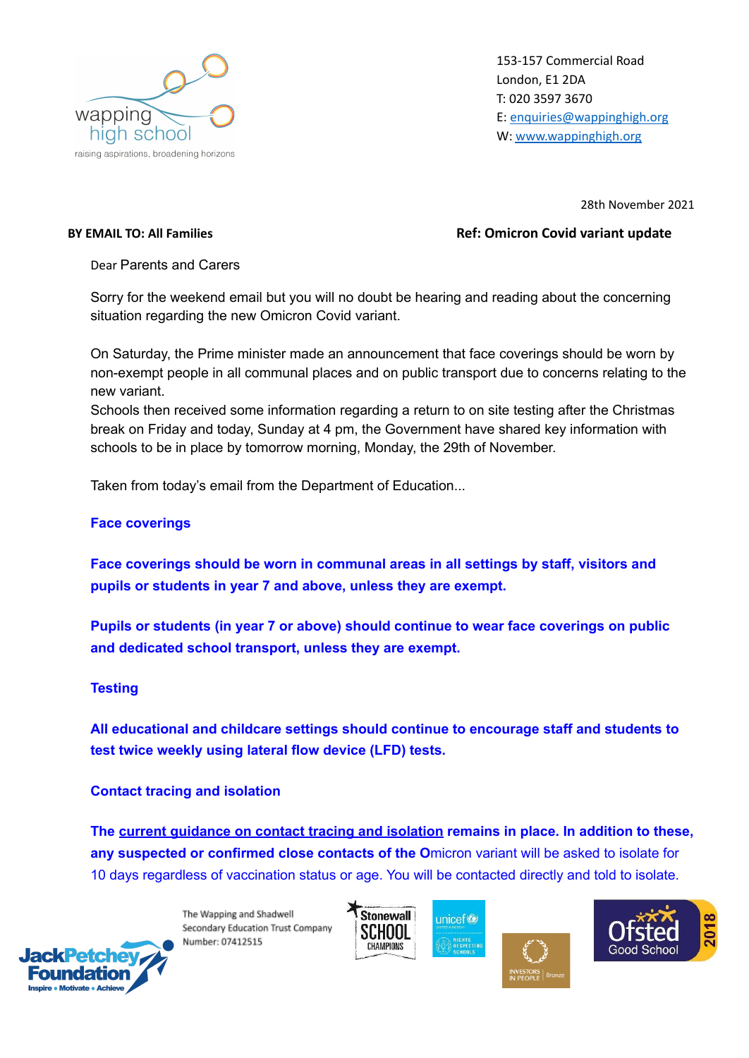wapping high school
raising aspirations, broadening horizons

153-157 Commercial Road
London, E1 2DA
T: 020 3597 3670
E: enquiries@wappinghigh.org
W: www.wappinghigh.org

28th November 2021

**BY EMAIL TO: All Families**

**Ref: Omicron Covid variant update**

Dear Parents and Carers

Sorry for the weekend email but you will no doubt be hearing and reading about the concerning situation regarding the new Omicron Covid variant.

On Saturday, the Prime minister made an announcement that face coverings should be worn by non-exempt people in all communal places and on public transport due to concerns relating to the new variant.
Schools then received some information regarding a return to on site testing after the Christmas break on Friday and today, Sunday at 4 pm, the Government have shared key information with schools to be in place by tomorrow morning, Monday, the 29th of November.

Taken from today's email from the Department of Education...

**Face coverings**

**Face coverings should be worn in communal areas in all settings by staff, visitors and pupils or students in year 7 and above, unless they are exempt.**

**Pupils or students (in year 7 or above) should continue to wear face coverings on public and dedicated school transport, unless they are exempt.**

**Testing**

**All educational and childcare settings should continue to encourage staff and students to test twice weekly using lateral flow device (LFD) tests.**

**Contact tracing and isolation**

**The current guidance on contact tracing and isolation remains in place. In addition to these, any suspected or confirmed close contacts of the O**micron variant will be asked to isolate for 10 days regardless of vaccination status or age. You will be contacted directly and told to isolate.

The Wapping and Shadwell Secondary Education Trust Company Number: 07412515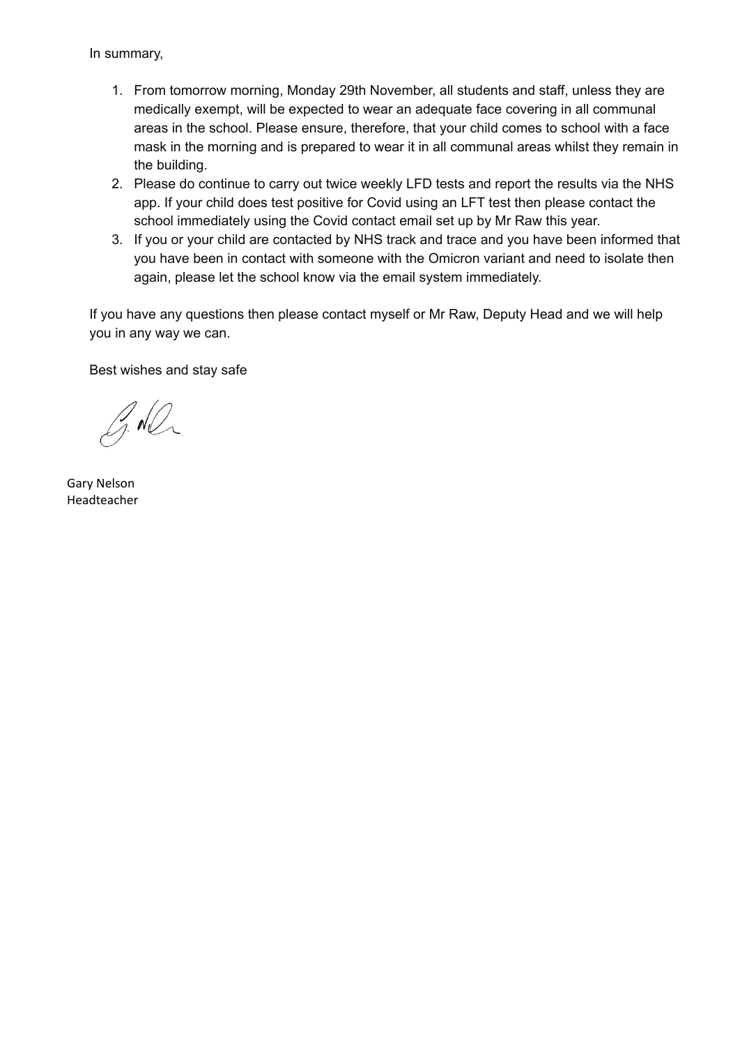In summary,

1. From tomorrow morning, Monday 29th November, all students and staff, unless they are medically exempt, will be expected to wear an adequate face covering in all communal areas in the school. Please ensure, therefore, that your child comes to school with a face mask in the morning and is prepared to wear it in all communal areas whilst they remain in the building.
2. Please do continue to carry out twice weekly LFD tests and report the results via the NHS app. If your child does test positive for Covid using an LFT test then please contact the school immediately using the Covid contact email set up by Mr Raw this year.
3. If you or your child are contacted by NHS track and trace and you have been informed that you have been in contact with someone with the Omicron variant and need to isolate then again, please let the school know via the email system immediately.

If you have any questions then please contact myself or Mr Raw, Deputy Head and we will help you in any way we can.

Best wishes and stay safe

Gary Nelson
Headteacher